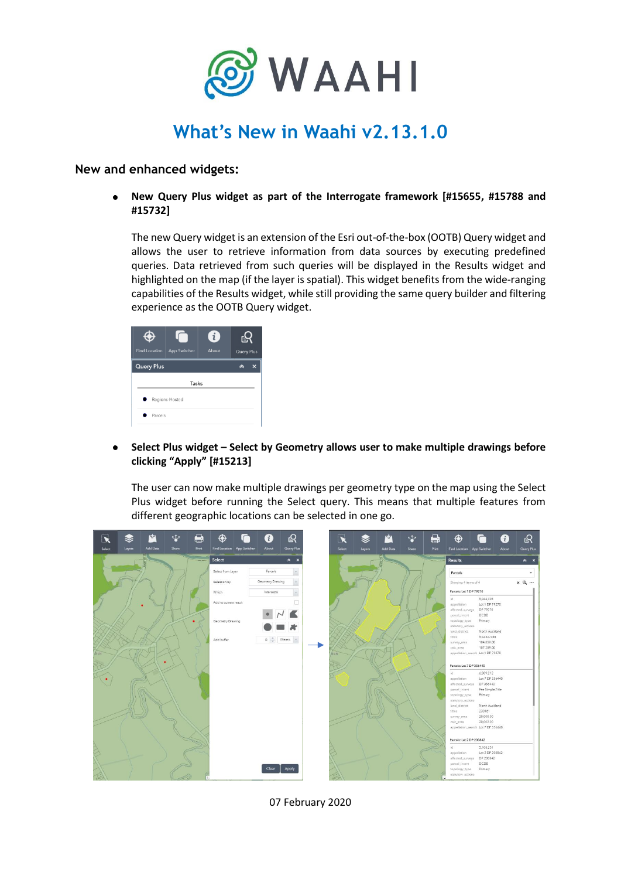# What's New in Waahi v2.13.1.0

## New and enhanced widgets:

- **New Query Plus widget as part of the Interrogate framework [#15655, #15788 and #15732]**

  The new Query widget is an extension of the Esri out-of-the-box (OOTB) Query widget and allows the user to retrieve information from data sources by executing predefined queries. Data retrieved from such queries will be displayed in the Results widget and highlighted on the map (if the layer is spatial). This widget benefits from the wide-ranging capabilities of the Results widget, while still providing the same query builder and filtering experience as the OOTB Query widget.

- **Select Plus widget – Select by Geometry allows user to make multiple drawings before clicking "Apply" [#15213]**

  The user can now make multiple drawings per geometry type on the map using the Select Plus widget before running the Select query. This means that multiple features from different geographic locations can be selected in one go.

07 February 2020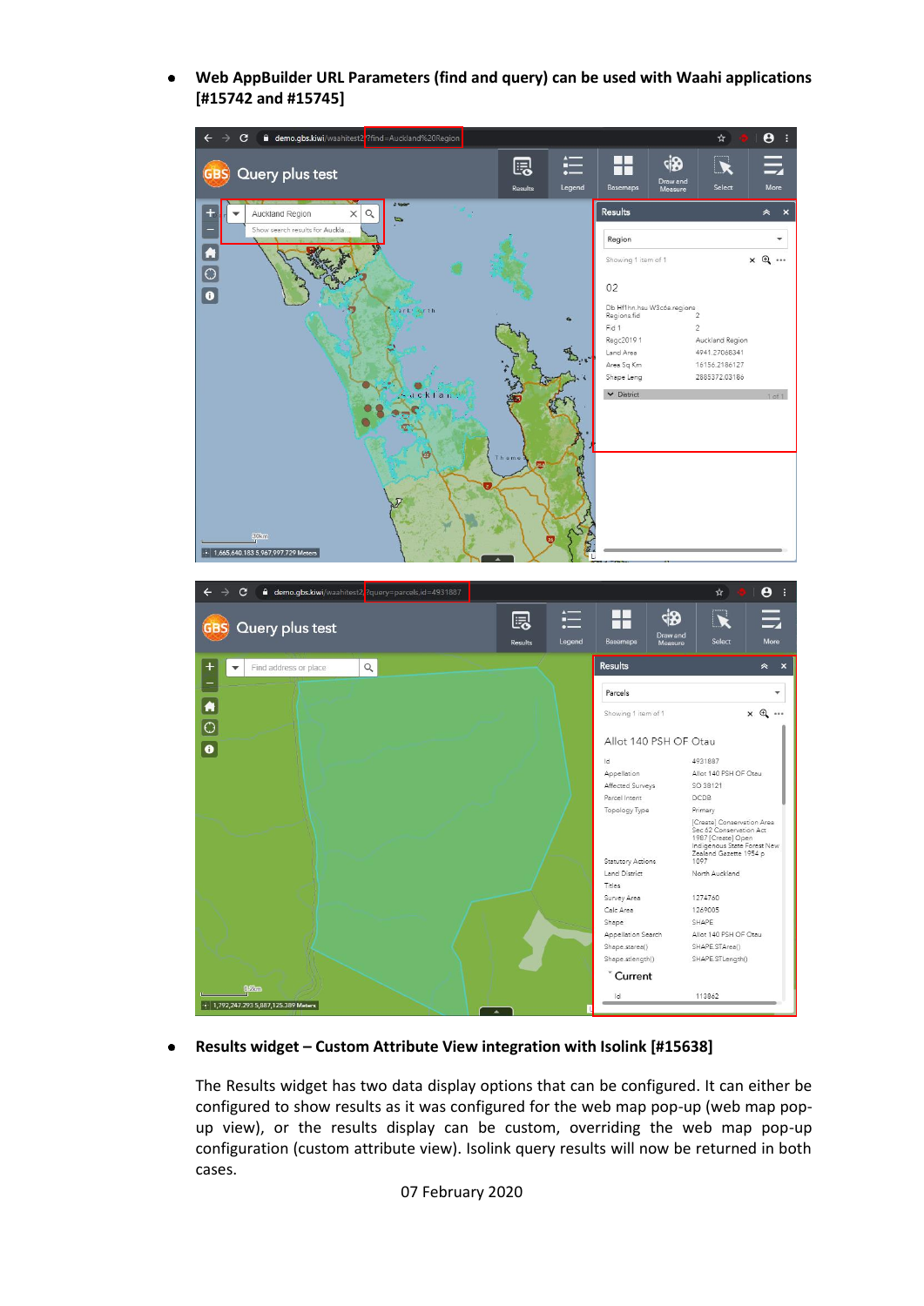- **Web AppBuilder URL Parameters (find and query) can be used with Waahi applications [#15742 and #15745]**

- **Results widget – Custom Attribute View integration with Isolink [#15638]**

  The Results widget has two data display options that can be configured. It can either be configured to show results as it was configured for the web map pop-up (web map pop-up view), or the results display can be custom, overriding the web map pop-up configuration (custom attribute view). Isolink query results will now be returned in both cases.

07 February 2020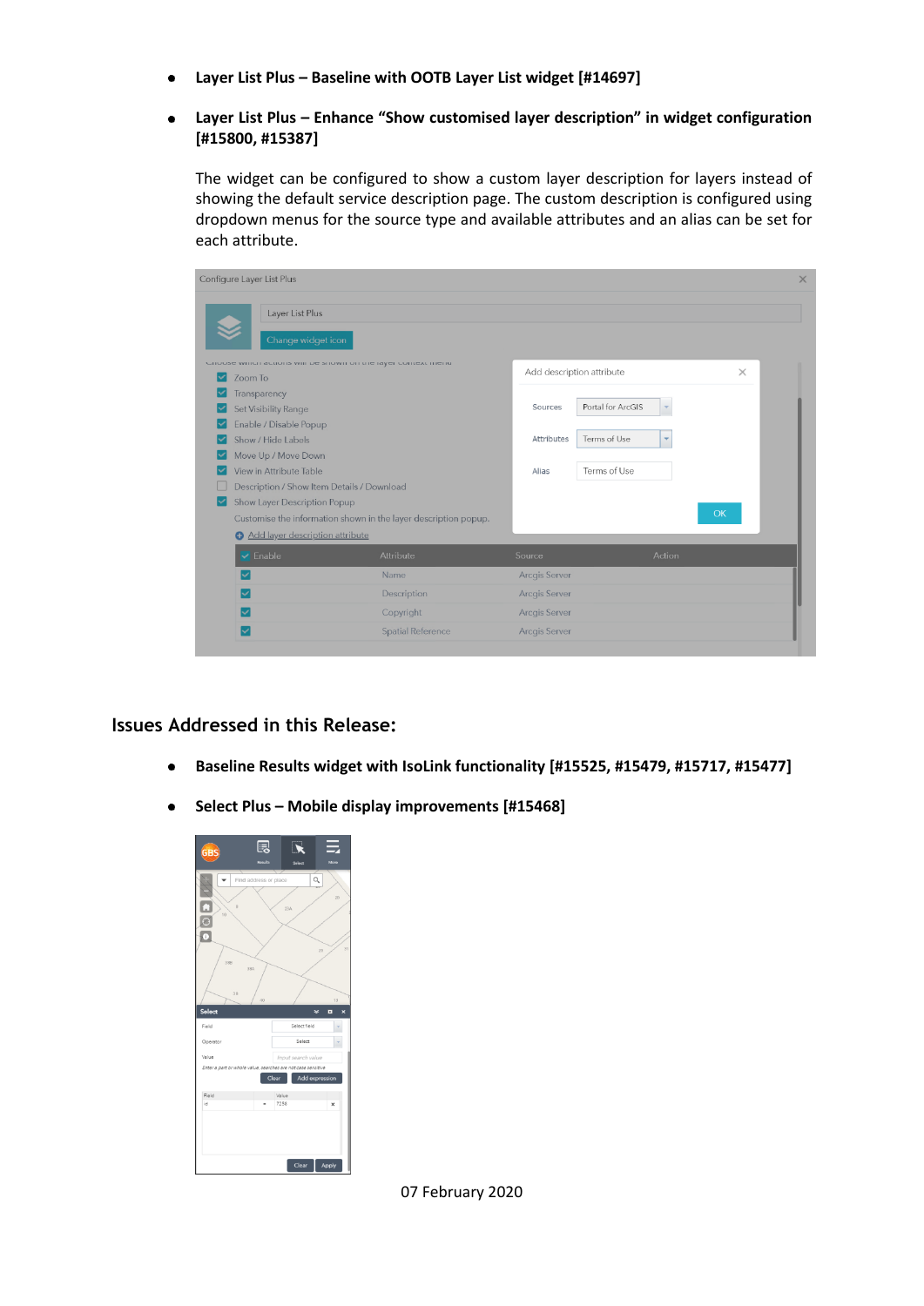- **Layer List Plus – Baseline with OOTB Layer List widget [#14697]**

- **Layer List Plus – Enhance "Show customised layer description" in widget configuration [#15800, #15387]**

  The widget can be configured to show a custom layer description for layers instead of showing the default service description page. The custom description is configured using dropdown menus for the source type and available attributes and an alias can be set for each attribute.

## Issues Addressed in this Release:

- **Baseline Results widget with IsoLink functionality [#15525, #15479, #15717, #15477]**

- **Select Plus – Mobile display improvements [#15468]**

07 February 2020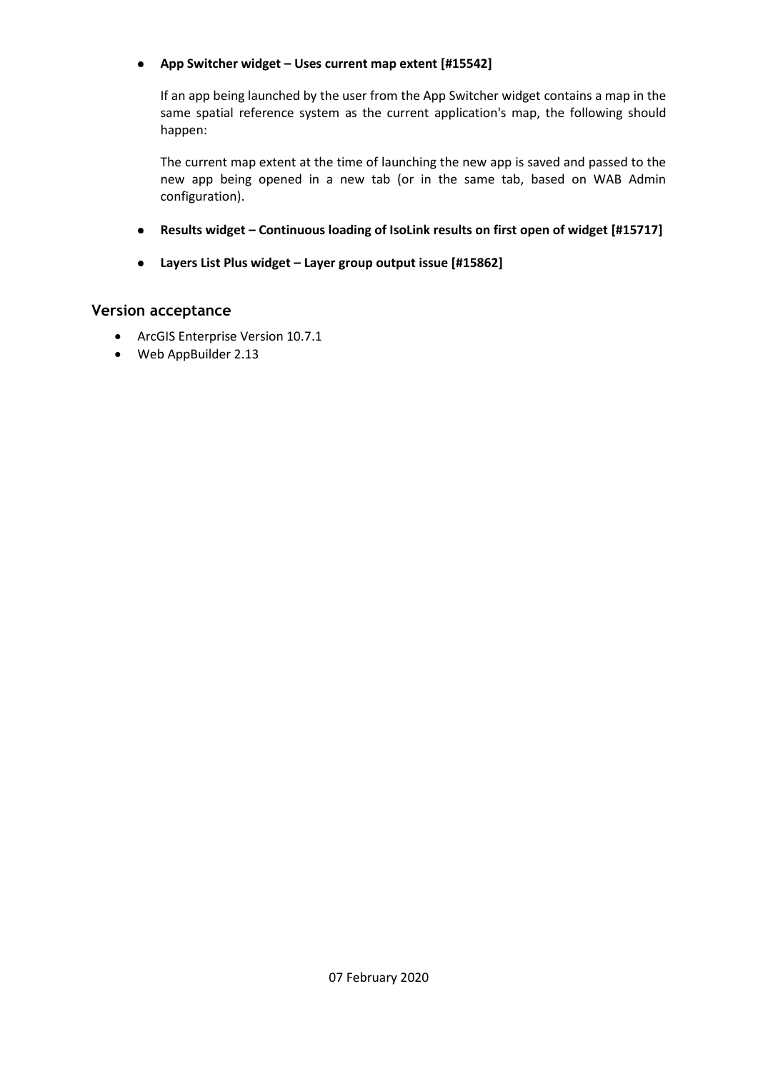- **App Switcher widget – Uses current map extent [#15542]**

  If an app being launched by the user from the App Switcher widget contains a map in the same spatial reference system as the current application's map, the following should happen:

  The current map extent at the time of launching the new app is saved and passed to the new app being opened in a new tab (or in the same tab, based on WAB Admin configuration).

- **Results widget – Continuous loading of IsoLink results on first open of widget [#15717]**

- **Layers List Plus widget – Layer group output issue [#15862]**

## Version acceptance

- ArcGIS Enterprise Version 10.7.1
- Web AppBuilder 2.13

07 February 2020